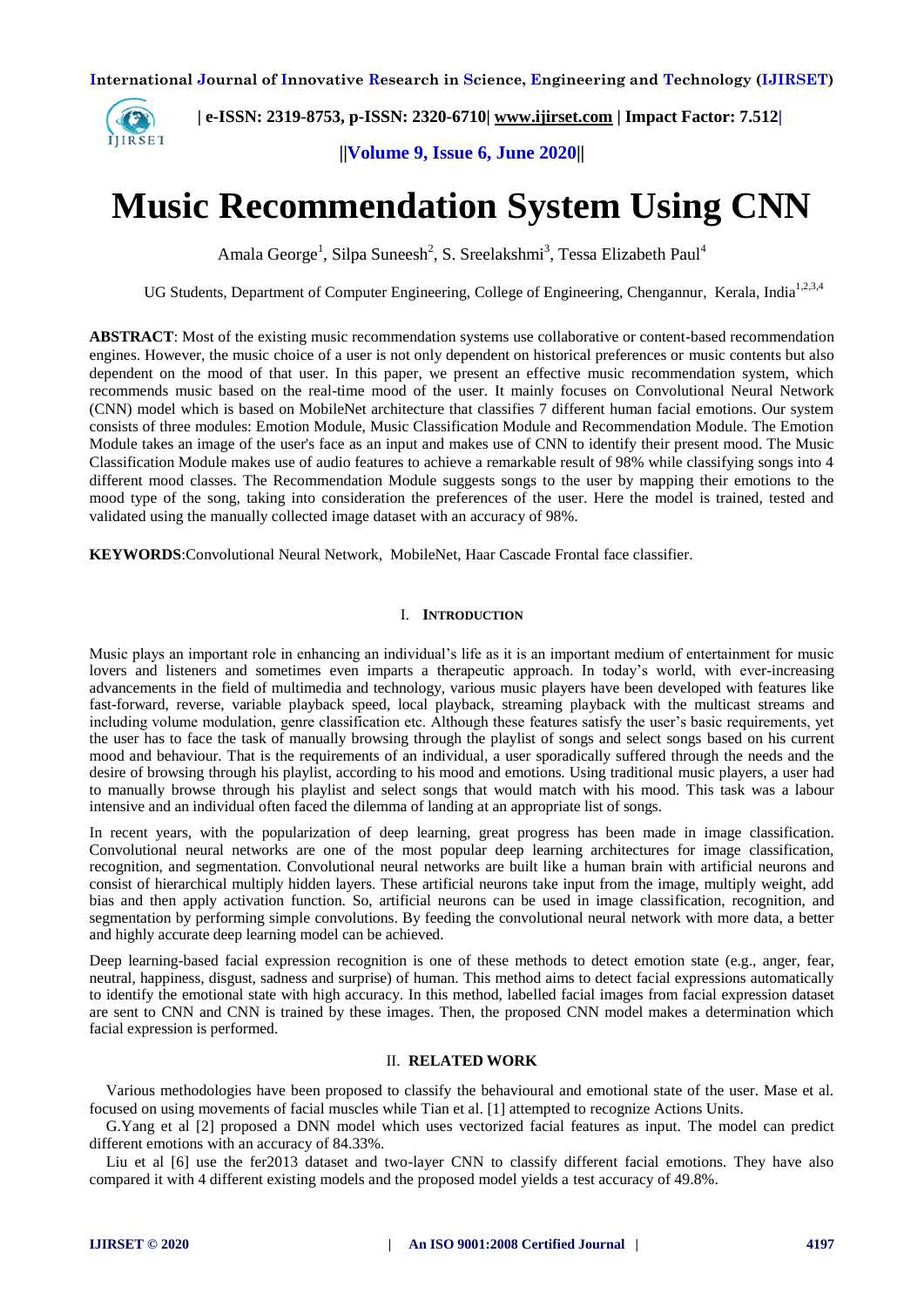# Music Recommendation System Using CNN

Amala George[1], Silpa Suneesh[2], S. Sreelakshmi[3], Tessa Elizabeth Paul[4]

UG Students, Department of Computer Engineering, College of Engineering, Chengannur, Kerala, India[1,2,3,4]

**ABSTRACT**: Most of the existing music recommendation systems use collaborative or content-based recommendation engines. However, the music choice of a user is not only dependent on historical preferences or music contents but also dependent on the mood of that user. In this paper, we present an effective music recommendation system, which recommends music based on the real-time mood of the user. It mainly focuses on Convolutional Neural Network (CNN) model which is based on MobileNet architecture that classifies 7 different human facial emotions. Our system consists of three modules: Emotion Module, Music Classification Module and Recommendation Module. The Emotion Module takes an image of the user's face as an input and makes use of CNN to identify their present mood. The Music Classification Module makes use of audio features to achieve a remarkable result of 98% while classifying songs into 4 different mood classes. The Recommendation Module suggests songs to the user by mapping their emotions to the mood type of the song, taking into consideration the preferences of the user. Here the model is trained, tested and validated using the manually collected image dataset with an accuracy of 98%.

**KEYWORDS**:Convolutional Neural Network, MobileNet, Haar Cascade Frontal face classifier.

## I. INTRODUCTION

Music plays an important role in enhancing an individual's life as it is an important medium of entertainment for music lovers and listeners and sometimes even imparts a therapeutic approach. In today's world, with ever-increasing advancements in the field of multimedia and technology, various music players have been developed with features like fast-forward, reverse, variable playback speed, local playback, streaming playback with the multicast streams and including volume modulation, genre classification etc. Although these features satisfy the user's basic requirements, yet the user has to face the task of manually browsing through the playlist of songs and select songs based on his current mood and behaviour. That is the requirements of an individual, a user sporadically suffered through the needs and the desire of browsing through his playlist, according to his mood and emotions. Using traditional music players, a user had to manually browse through his playlist and select songs that would match with his mood. This task was a labour intensive and an individual often faced the dilemma of landing at an appropriate list of songs.

In recent years, with the popularization of deep learning, great progress has been made in image classification. Convolutional neural networks are one of the most popular deep learning architectures for image classification, recognition, and segmentation. Convolutional neural networks are built like a human brain with artificial neurons and consist of hierarchical multiply hidden layers. These artificial neurons take input from the image, multiply weight, add bias and then apply activation function. So, artificial neurons can be used in image classification, recognition, and segmentation by performing simple convolutions. By feeding the convolutional neural network with more data, a better and highly accurate deep learning model can be achieved.

Deep learning-based facial expression recognition is one of these methods to detect emotion state (e.g., anger, fear, neutral, happiness, disgust, sadness and surprise) of human. This method aims to detect facial expressions automatically to identify the emotional state with high accuracy. In this method, labelled facial images from facial expression dataset are sent to CNN and CNN is trained by these images. Then, the proposed CNN model makes a determination which facial expression is performed.

## II. RELATED WORK

Various methodologies have been proposed to classify the behavioural and emotional state of the user. Mase et al. focused on using movements of facial muscles while Tian et al. [1] attempted to recognize Actions Units.

G.Yang et al [2] proposed a DNN model which uses vectorized facial features as input. The model can predict different emotions with an accuracy of 84.33%.

Liu et al [6] use the fer2013 dataset and two-layer CNN to classify different facial emotions. They have also compared it with 4 different existing models and the proposed model yields a test accuracy of 49.8%.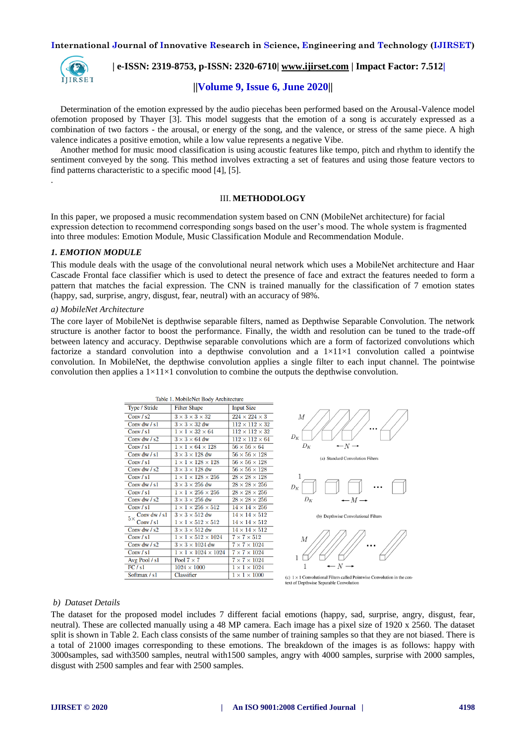Determination of the emotion expressed by the audio piecehas been performed based on the Arousal-Valence model ofemotion proposed by Thayer [3]. This model suggests that the emotion of a song is accurately expressed as a combination of two factors - the arousal, or energy of the song, and the valence, or stress of the same piece. A high valence indicates a positive emotion, while a low value represents a negative Vibe.

Another method for music mood classification is using acoustic features like tempo, pitch and rhythm to identify the sentiment conveyed by the song. This method involves extracting a set of features and using those feature vectors to find patterns characteristic to a specific mood [4], [5].

.

## III. METHODOLOGY

In this paper, we proposed a music recommendation system based on CNN (MobileNet architecture) for facial expression detection to recommend corresponding songs based on the user's mood. The whole system is fragmented into three modules: Emotion Module, Music Classification Module and Recommendation Module.

### *1. EMOTION MODULE*

This module deals with the usage of the convolutional neural network which uses a MobileNet architecture and Haar Cascade Frontal face classifier which is used to detect the presence of face and extract the features needed to form a pattern that matches the facial expression. The CNN is trained manually for the classification of 7 emotion states (happy, sad, surprise, angry, disgust, fear, neutral) with an accuracy of 98%.

*a) MobileNet Architecture*

The core layer of MobileNet is depthwise separable filters, named as Depthwise Separable Convolution. The network structure is another factor to boost the performance. Finally, the width and resolution can be tuned to the trade-off between latency and accuracy. Depthwise separable convolutions which are a form of factorized convolutions which factorize a standard convolution into a depthwise convolution and a 1×11×1 convolution called a pointwise convolution. In MobileNet, the depthwise convolution applies a single filter to each input channel. The pointwise convolution then applies a 1×11×1 convolution to combine the outputs the depthwise convolution.

Table 1. MobileNet Body Architecture

| Type / Stride | Filter Shape | Input Size |
|---|---|---|
| Conv / s2 | $3 \times 3 \times 3 \times 32$ | $224 \times 224 \times 3$ |
| Conv dw / s1 | $3 \times 3 \times 32$ dw | $112 \times 112 \times 32$ |
| Conv / s1 | $1 \times 1 \times 32 \times 64$ | $112 \times 112 \times 32$ |
| Conv dw / s2 | $3 \times 3 \times 64$ dw | $112 \times 112 \times 64$ |
| Conv / s1 | $1 \times 1 \times 64 \times 128$ | $56 \times 56 \times 64$ |
| Conv dw / s1 | $3 \times 3 \times 128$ dw | $56 \times 56 \times 128$ |
| Conv / s1 | $1 \times 1 \times 128 \times 128$ | $56 \times 56 \times 128$ |
| Conv dw / s2 | $3 \times 3 \times 128$ dw | $56 \times 56 \times 128$ |
| Conv / s1 | $1 \times 1 \times 128 \times 256$ | $28 \times 28 \times 128$ |
| Conv dw / s1 | $3 \times 3 \times 256$ dw | $28 \times 28 \times 256$ |
| Conv / s1 | $1 \times 1 \times 256 \times 256$ | $28 \times 28 \times 256$ |
| Conv dw / s2 | $3 \times 3 \times 256$ dw | $28 \times 28 \times 256$ |
| Conv / s1 | $1 \times 1 \times 256 \times 512$ | $14 \times 14 \times 256$ |
| 5× Conv dw / s1 | $3 \times 3 \times 512$ dw | $14 \times 14 \times 512$ |
| 5× Conv / s1 | $1 \times 1 \times 512 \times 512$ | $14 \times 14 \times 512$ |
| Conv dw / s2 | $3 \times 3 \times 512$ dw | $14 \times 14 \times 512$ |
| Conv / s1 | $1 \times 1 \times 512 \times 1024$ | $7 \times 7 \times 512$ |
| Conv dw / s2 | $3 \times 3 \times 1024$ dw | $7 \times 7 \times 1024$ |
| Conv / s1 | $1 \times 1 \times 1024 \times 1024$ | $7 \times 7 \times 1024$ |
| Avg Pool / s1 | Pool $7 \times 7$ | $7 \times 7 \times 1024$ |
| FC / s1 | $1024 \times 1000$ | $1 \times 1 \times 1024$ |
| Softmax / s1 | Classifier | $1 \times 1 \times 1000$ |

(a) Standard Convolution Filters

(b) Depthwise Convolutional Filters

(c) $1 \times 1$ Convolutional Filters called Pointwise Convolution in the context of Depthwise Separable Convolution

*b) Dataset Details*

The dataset for the proposed model includes 7 different facial emotions (happy, sad, surprise, angry, disgust, fear, neutral). These are collected manually using a 48 MP camera. Each image has a pixel size of 1920 x 2560. The dataset split is shown in Table 2. Each class consists of the same number of training samples so that they are not biased. There is a total of 21000 images corresponding to these emotions. The breakdown of the images is as follows: happy with 3000samples, sad with3500 samples, neutral with1500 samples, angry with 4000 samples, surprise with 2000 samples, disgust with 2500 samples and fear with 2500 samples.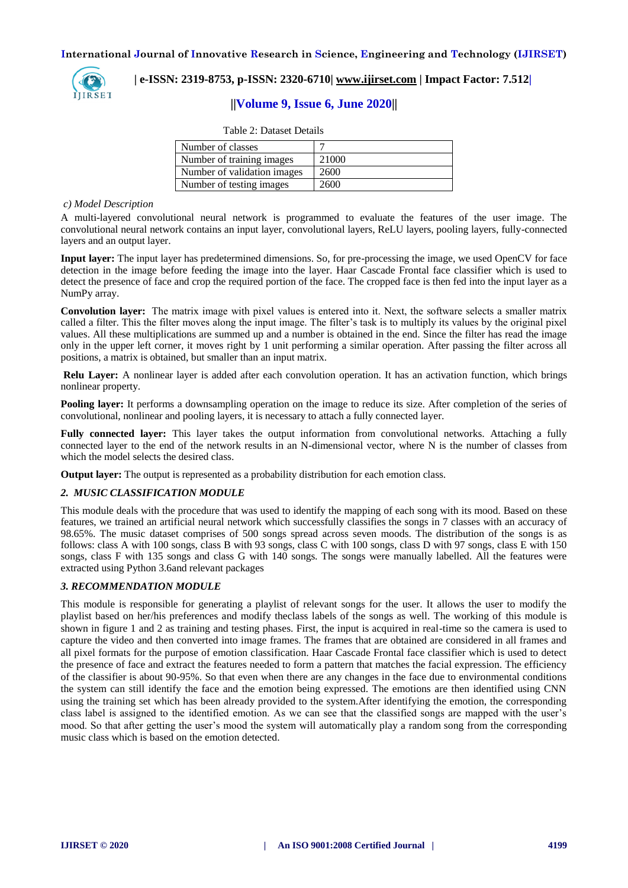Table 2: Dataset Details

| Number of classes | 7 |
|---|---|
| Number of training images | 21000 |
| Number of validation images | 2600 |
| Number of testing images | 2600 |

*c) Model Description*

A multi-layered convolutional neural network is programmed to evaluate the features of the user image. The convolutional neural network contains an input layer, convolutional layers, ReLU layers, pooling layers, fully-connected layers and an output layer.

**Input layer:** The input layer has predetermined dimensions. So, for pre-processing the image, we used OpenCV for face detection in the image before feeding the image into the layer. Haar Cascade Frontal face classifier which is used to detect the presence of face and crop the required portion of the face. The cropped face is then fed into the input layer as a NumPy array.

**Convolution layer:** The matrix image with pixel values is entered into it. Next, the software selects a smaller matrix called a filter. This the filter moves along the input image. The filter's task is to multiply its values by the original pixel values. All these multiplications are summed up and a number is obtained in the end. Since the filter has read the image only in the upper left corner, it moves right by 1 unit performing a similar operation. After passing the filter across all positions, a matrix is obtained, but smaller than an input matrix.

**Relu Layer:** A nonlinear layer is added after each convolution operation. It has an activation function, which brings nonlinear property.

**Pooling layer:** It performs a downsampling operation on the image to reduce its size. After completion of the series of convolutional, nonlinear and pooling layers, it is necessary to attach a fully connected layer.

**Fully connected layer:** This layer takes the output information from convolutional networks. Attaching a fully connected layer to the end of the network results in an N-dimensional vector, where N is the number of classes from which the model selects the desired class.

**Output layer:** The output is represented as a probability distribution for each emotion class.

### *2. MUSIC CLASSIFICATION MODULE*

This module deals with the procedure that was used to identify the mapping of each song with its mood. Based on these features, we trained an artificial neural network which successfully classifies the songs in 7 classes with an accuracy of 98.65%. The music dataset comprises of 500 songs spread across seven moods. The distribution of the songs is as follows: class A with 100 songs, class B with 93 songs, class C with 100 songs, class D with 97 songs, class E with 150 songs, class F with 135 songs and class G with 140 songs. The songs were manually labelled. All the features were extracted using Python 3.6and relevant packages

### *3. RECOMMENDATION MODULE*

This module is responsible for generating a playlist of relevant songs for the user. It allows the user to modify the playlist based on her/his preferences and modify theclass labels of the songs as well. The working of this module is shown in figure 1 and 2 as training and testing phases. First, the input is acquired in real-time so the camera is used to capture the video and then converted into image frames. The frames that are obtained are considered in all frames and all pixel formats for the purpose of emotion classification. Haar Cascade Frontal face classifier which is used to detect the presence of face and extract the features needed to form a pattern that matches the facial expression. The efficiency of the classifier is about 90-95%. So that even when there are any changes in the face due to environmental conditions the system can still identify the face and the emotion being expressed. The emotions are then identified using CNN using the training set which has been already provided to the system.After identifying the emotion, the corresponding class label is assigned to the identified emotion. As we can see that the classified songs are mapped with the user's mood. So that after getting the user's mood the system will automatically play a random song from the corresponding music class which is based on the emotion detected.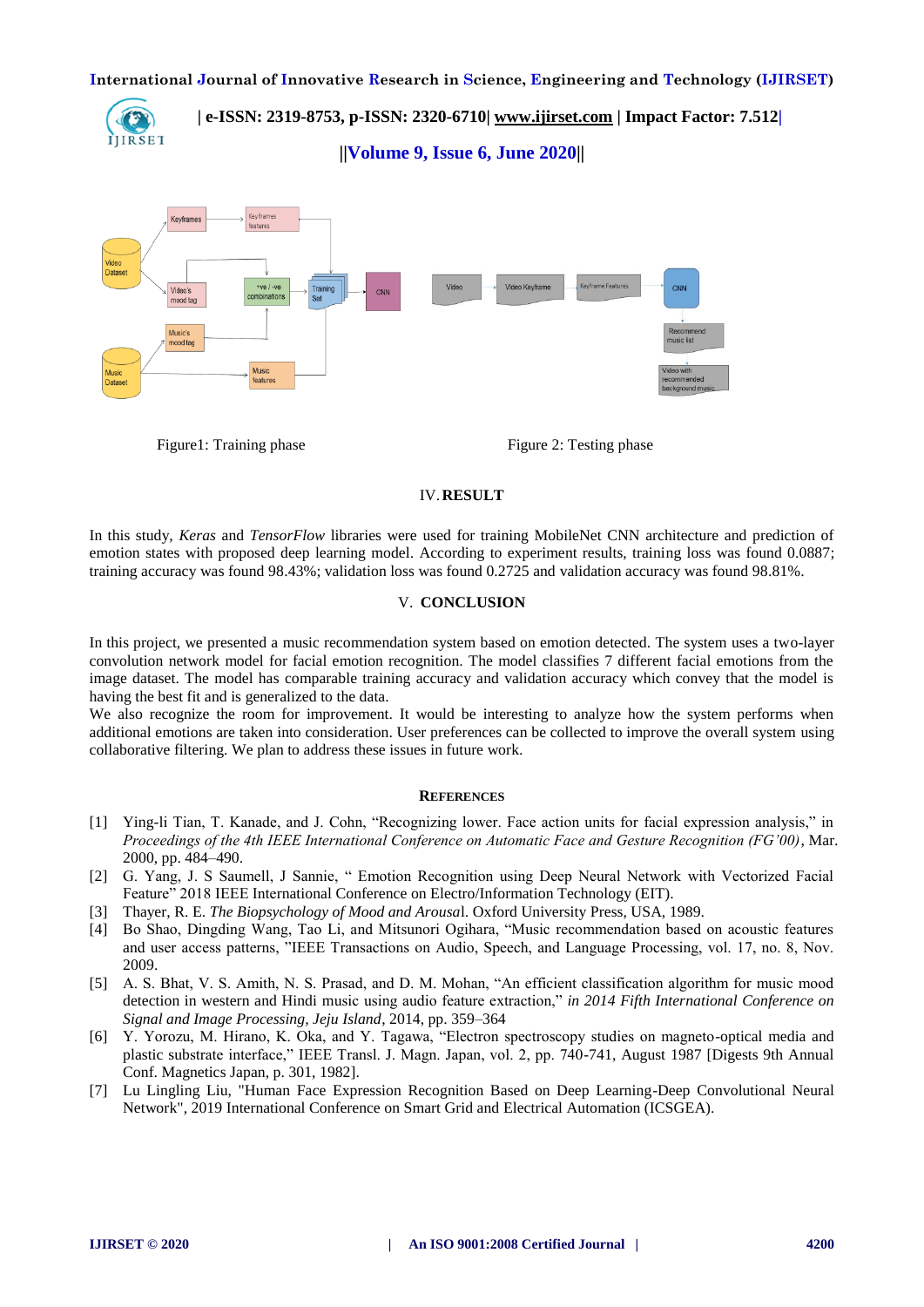Keyframes

Keyframes features

Video Dataset

Video's mood tag

+ve / -ve combinations

Training Set

CNN

Music's mood tag

Music Dataset

Music features

Video

Video Keyframe

Keyframe Features

CNN

Recommend music list

Video with recommended background music

Figure1: Training phase

Figure 2: Testing phase

## IV. RESULT

In this study, *Keras* and *TensorFlow* libraries were used for training MobileNet CNN architecture and prediction of emotion states with proposed deep learning model. According to experiment results, training loss was found 0.0887; training accuracy was found 98.43%; validation loss was found 0.2725 and validation accuracy was found 98.81%.

## V. CONCLUSION

In this project, we presented a music recommendation system based on emotion detected. The system uses a two-layer convolution network model for facial emotion recognition. The model classifies 7 different facial emotions from the image dataset. The model has comparable training accuracy and validation accuracy which convey that the model is having the best fit and is generalized to the data.

We also recognize the room for improvement. It would be interesting to analyze how the system performs when additional emotions are taken into consideration. User preferences can be collected to improve the overall system using collaborative filtering. We plan to address these issues in future work.

## REFERENCES

[1] Ying-li Tian, T. Kanade, and J. Cohn, "Recognizing lower. Face action units for facial expression analysis," in *Proceedings of the 4th IEEE International Conference on Automatic Face and Gesture Recognition (FG'00)*, Mar. 2000, pp. 484–490.

[2] G. Yang, J. S Saumell, J Sannie, " Emotion Recognition using Deep Neural Network with Vectorized Facial Feature" 2018 IEEE International Conference on Electro/Information Technology (EIT).

[3] Thayer, R. E. *The Biopsychology of Mood and Arousa*l. Oxford University Press, USA, 1989.

[4] Bo Shao, Dingding Wang, Tao Li, and Mitsunori Ogihara, "Music recommendation based on acoustic features and user access patterns, "IEEE Transactions on Audio, Speech, and Language Processing, vol. 17, no. 8, Nov. 2009.

[5] A. S. Bhat, V. S. Amith, N. S. Prasad, and D. M. Mohan, "An efficient classification algorithm for music mood detection in western and Hindi music using audio feature extraction," *in 2014 Fifth International Conference on Signal and Image Processing, Jeju Island*, 2014, pp. 359–364

[6] Y. Yorozu, M. Hirano, K. Oka, and Y. Tagawa, "Electron spectroscopy studies on magneto-optical media and plastic substrate interface," IEEE Transl. J. Magn. Japan, vol. 2, pp. 740-741, August 1987 [Digests 9th Annual Conf. Magnetics Japan, p. 301, 1982].

[7] Lu Lingling Liu, "Human Face Expression Recognition Based on Deep Learning-Deep Convolutional Neural Network", 2019 International Conference on Smart Grid and Electrical Automation (ICSGEA).